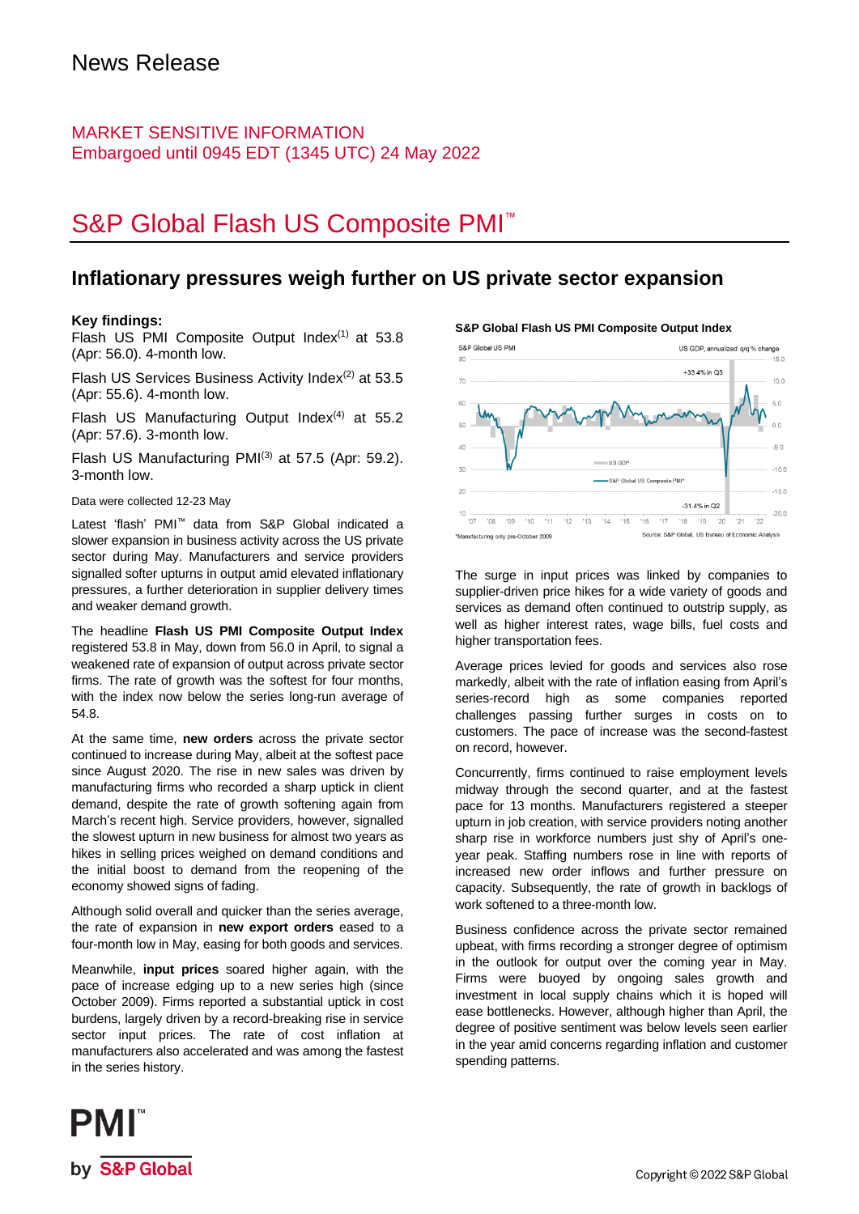# News Release

MARKET SENSITIVE INFORMATION
Embargoed until 0945 EDT (1345 UTC) 24 May 2022

# S&P Global Flash US Composite PMI™

## Inflationary pressures weigh further on US private sector expansion

**Key findings:**

Flash US PMI Composite Output Index(1) at 53.8 (Apr: 56.0). 4-month low.

Flash US Services Business Activity Index(2) at 53.5 (Apr: 55.6). 4-month low.

Flash US Manufacturing Output Index(4) at 55.2 (Apr: 57.6). 3-month low.

Flash US Manufacturing PMI(3) at 57.5 (Apr: 59.2). 3-month low.

Data were collected 12-23 May

Latest 'flash' PMI™ data from S&P Global indicated a slower expansion in business activity across the US private sector during May. Manufacturers and service providers signalled softer upturns in output amid elevated inflationary pressures, a further deterioration in supplier delivery times and weaker demand growth.

The headline **Flash US PMI Composite Output Index** registered 53.8 in May, down from 56.0 in April, to signal a weakened rate of expansion of output across private sector firms. The rate of growth was the softest for four months, with the index now below the series long-run average of 54.8.

At the same time, **new orders** across the private sector continued to increase during May, albeit at the softest pace since August 2020. The rise in new sales was driven by manufacturing firms who recorded a sharp uptick in client demand, despite the rate of growth softening again from March's recent high. Service providers, however, signalled the slowest upturn in new business for almost two years as hikes in selling prices weighed on demand conditions and the initial boost to demand from the reopening of the economy showed signs of fading.

Although solid overall and quicker than the series average, the rate of expansion in **new export orders** eased to a four-month low in May, easing for both goods and services.

Meanwhile, **input prices** soared higher again, with the pace of increase edging up to a new series high (since October 2009). Firms reported a substantial uptick in cost burdens, largely driven by a record-breaking rise in service sector input prices. The rate of cost inflation at manufacturers also accelerated and was among the fastest in the series history.

**S&P Global Flash US PMI Composite Output Index**

S&P Global US PMI

US GDP, annualized q/q % change

80 70 60 50 40 30 20 10

15.0 10.0 5.0 0.0 -5.0 -10.0 -15.0 -20.0

+33.4% in Q3

-31.4% in Q2

US GDP

S&P Global US Composite PMI*

'07 '08 '09 '10 '11 '12 '13 '14 '15 '16 '17 '18 '19 '20 '21 '22

*Manufacturing only pre-October 2009

Source: S&P Global, US Bureau of Economic Analysis

The surge in input prices was linked by companies to supplier-driven price hikes for a wide variety of goods and services as demand often continued to outstrip supply, as well as higher interest rates, wage bills, fuel costs and higher transportation fees.

Average prices levied for goods and services also rose markedly, albeit with the rate of inflation easing from April's series-record high as some companies reported challenges passing further surges in costs on to customers. The pace of increase was the second-fastest on record, however.

Concurrently, firms continued to raise employment levels midway through the second quarter, and at the fastest pace for 13 months. Manufacturers registered a steeper upturn in job creation, with service providers noting another sharp rise in workforce numbers just shy of April's one-year peak. Staffing numbers rose in line with reports of increased new order inflows and further pressure on capacity. Subsequently, the rate of growth in backlogs of work softened to a three-month low.

Business confidence across the private sector remained upbeat, with firms recording a stronger degree of optimism in the outlook for output over the coming year in May. Firms were buoyed by ongoing sales growth and investment in local supply chains which it is hoped will ease bottlenecks. However, although higher than April, the degree of positive sentiment was below levels seen earlier in the year amid concerns regarding inflation and customer spending patterns.

PMI™ by S&P Global

Copyright © 2022 S&P Global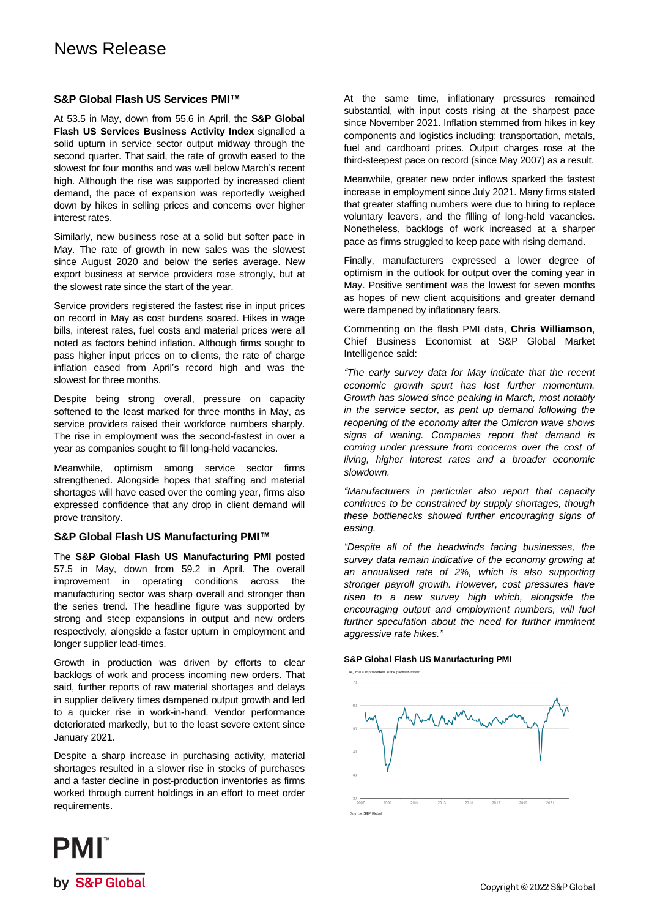## S&P Global Flash US Services PMI™

At 53.5 in May, down from 55.6 in April, the **S&P Global Flash US Services Business Activity Index** signalled a solid upturn in service sector output midway through the second quarter. That said, the rate of growth eased to the slowest for four months and was well below March's recent high. Although the rise was supported by increased client demand, the pace of expansion was reportedly weighed down by hikes in selling prices and concerns over higher interest rates.

Similarly, new business rose at a solid but softer pace in May. The rate of growth in new sales was the slowest since August 2020 and below the series average. New export business at service providers rose strongly, but at the slowest rate since the start of the year.

Service providers registered the fastest rise in input prices on record in May as cost burdens soared. Hikes in wage bills, interest rates, fuel costs and material prices were all noted as factors behind inflation. Although firms sought to pass higher input prices on to clients, the rate of charge inflation eased from April's record high and was the slowest for three months.

Despite being strong overall, pressure on capacity softened to the least marked for three months in May, as service providers raised their workforce numbers sharply. The rise in employment was the second-fastest in over a year as companies sought to fill long-held vacancies.

Meanwhile, optimism among service sector firms strengthened. Alongside hopes that staffing and material shortages will have eased over the coming year, firms also expressed confidence that any drop in client demand will prove transitory.

## S&P Global Flash US Manufacturing PMI™

The **S&P Global Flash US Manufacturing PMI** posted 57.5 in May, down from 59.2 in April. The overall improvement in operating conditions across the manufacturing sector was sharp overall and stronger than the series trend. The headline figure was supported by strong and steep expansions in output and new orders respectively, alongside a faster upturn in employment and longer supplier lead-times.

Growth in production was driven by efforts to clear backlogs of work and process incoming new orders. That said, further reports of raw material shortages and delays in supplier delivery times dampened output growth and led to a quicker rise in work-in-hand. Vendor performance deteriorated markedly, but to the least severe extent since January 2021.

Despite a sharp increase in purchasing activity, material shortages resulted in a slower rise in stocks of purchases and a faster decline in post-production inventories as firms worked through current holdings in an effort to meet order requirements.

At the same time, inflationary pressures remained substantial, with input costs rising at the sharpest pace since November 2021. Inflation stemmed from hikes in key components and logistics including; transportation, metals, fuel and cardboard prices. Output charges rose at the third-steepest pace on record (since May 2007) as a result.

Meanwhile, greater new order inflows sparked the fastest increase in employment since July 2021. Many firms stated that greater staffing numbers were due to hiring to replace voluntary leavers, and the filling of long-held vacancies. Nonetheless, backlogs of work increased at a sharper pace as firms struggled to keep pace with rising demand.

Finally, manufacturers expressed a lower degree of optimism in the outlook for output over the coming year in May. Positive sentiment was the lowest for seven months as hopes of new client acquisitions and greater demand were dampened by inflationary fears.

Commenting on the flash PMI data, **Chris Williamson**, Chief Business Economist at S&P Global Market Intelligence said:

*"The early survey data for May indicate that the recent economic growth spurt has lost further momentum. Growth has slowed since peaking in March, most notably in the service sector, as pent up demand following the reopening of the economy after the Omicron wave shows signs of waning. Companies report that demand is coming under pressure from concerns over the cost of living, higher interest rates and a broader economic slowdown.*

*"Manufacturers in particular also report that capacity continues to be constrained by supply shortages, though these bottlenecks showed further encouraging signs of easing.*

*"Despite all of the headwinds facing businesses, the survey data remain indicative of the economy growing at an annualised rate of 2%, which is also supporting stronger payroll growth. However, cost pressures have risen to a new survey high which, alongside the encouraging output and employment numbers, will fuel further speculation about the need for further imminent aggressive rate hikes."*

**S&P Global Flash US Manufacturing PMI**

sa, >50 = improvement since previous month

70
60
50
40
30
20

2007 2009 2011 2013 2015 2017 2019 2021

Source: S&P Global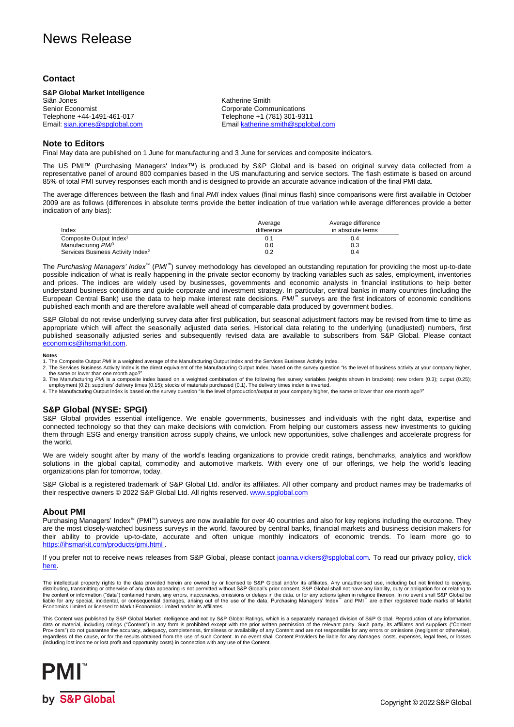# News Release

## Contact

**S&P Global Market Intelligence**
Siân Jones
Senior Economist
Telephone +44-1491-461-017
Email: sian.jones@spglobal.com

Katherine Smith
Corporate Communications
Telephone +1 (781) 301-9311
Email katherine.smith@spglobal.com

## Note to Editors

Final May data are published on 1 June for manufacturing and 3 June for services and composite indicators.

The US PMI™ (Purchasing Managers' Index™) is produced by S&P Global and is based on original survey data collected from a representative panel of around 800 companies based in the US manufacturing and service sectors. The flash estimate is based on around 85% of total PMI survey responses each month and is designed to provide an accurate advance indication of the final PMI data.

The average differences between the flash and final *PMI* index values (final minus flash) since comparisons were first available in October 2009 are as follows (differences in absolute terms provide the better indication of true variation while average differences provide a better indication of any bias):

| Index | Average difference | Average difference in absolute terms |
|---|---|---|
| Composite Output Index[1] | 0.1 | 0.4 |
| Manufacturing *PMI*[3] | 0.0 | 0.3 |
| Services Business Activity Index[2] | 0.2 | 0.4 |

The *Purchasing Managers' Index*™ (*PMI*™) survey methodology has developed an outstanding reputation for providing the most up-to-date possible indication of what is really happening in the private sector economy by tracking variables such as sales, employment, inventories and prices. The indices are widely used by businesses, governments and economic analysts in financial institutions to help better understand business conditions and guide corporate and investment strategy. In particular, central banks in many countries (including the European Central Bank) use the data to help make interest rate decisions. *PMI*™ surveys are the first indicators of economic conditions published each month and are therefore available well ahead of comparable data produced by government bodies.

S&P Global do not revise underlying survey data after first publication, but seasonal adjustment factors may be revised from time to time as appropriate which will affect the seasonally adjusted data series. Historical data relating to the underlying (unadjusted) numbers, first published seasonally adjusted series and subsequently revised data are available to subscribers from S&P Global. Please contact economics@ihsmarkit.com.

**Notes**

1. The Composite Output *PMI* is a weighted average of the Manufacturing Output Index and the Services Business Activity Index.
2. The Services Business Activity Index is the direct equivalent of the Manufacturing Output Index, based on the survey question "Is the level of business activity at your company higher, the same or lower than one month ago?"
3. The Manufacturing *PMI* is a composite index based on a weighted combination of the following five survey variables (weights shown in brackets): new orders (0.3); output (0.25); employment (0.2); suppliers' delivery times (0.15); stocks of materials purchased (0.1). The delivery times index is inverted.
4. The Manufacturing Output Index is based on the survey question "Is the level of production/output at your company higher, the same or lower than one month ago?"

## S&P Global (NYSE: SPGI)

S&P Global provides essential intelligence. We enable governments, businesses and individuals with the right data, expertise and connected technology so that they can make decisions with conviction. From helping our customers assess new investments to guiding them through ESG and energy transition across supply chains, we unlock new opportunities, solve challenges and accelerate progress for the world.

We are widely sought after by many of the world's leading organizations to provide credit ratings, benchmarks, analytics and workflow solutions in the global capital, commodity and automotive markets. With every one of our offerings, we help the world's leading organizations plan for tomorrow, today.

S&P Global is a registered trademark of S&P Global Ltd. and/or its affiliates. All other company and product names may be trademarks of their respective owners © 2022 S&P Global Ltd. All rights reserved. www.spglobal.com

## About PMI

Purchasing Managers' Index™ (PMI™) surveys are now available for over 40 countries and also for key regions including the eurozone. They are the most closely-watched business surveys in the world, favoured by central banks, financial markets and business decision makers for their ability to provide up-to-date, accurate and often unique monthly indicators of economic trends. To learn more go to https://ihsmarkit.com/products/pmi.html .

If you prefer not to receive news releases from S&P Global, please contact joanna.vickers@spglobal.com. To read our privacy policy, click here.

The intellectual property rights to the data provided herein are owned by or licensed to S&P Global and/or its affiliates. Any unauthorised use, including but not limited to copying, distributing, transmitting or otherwise of any data appearing is not permitted without S&P Global's prior consent. S&P Global shall not have any liability, duty or obligation for or relating to the content or information ("data") contained herein, any errors, inaccuracies, omissions or delays in the data, or for any actions taken in reliance thereon. In no event shall S&P Global be liable for any special, incidental, or consequential damages, arising out of the use of the data. Purchasing Managers' Index™ and PMI™ are either registered trade marks of Markit Economics Limited or licensed to Markit Economics Limited and/or its affiliates.

This Content was published by S&P Global Market Intelligence and not by S&P Global Ratings, which is a separately managed division of S&P Global. Reproduction of any information, data or material, including ratings ("Content") in any form is prohibited except with the prior written permission of the relevant party. Such party, its affiliates and suppliers ("Content Providers") do not guarantee the accuracy, adequacy, completeness, timeliness or availability of any Content and are not responsible for any errors or omissions (negligent or otherwise), regardless of the cause, or for the results obtained from the use of such Content. In no event shall Content Providers be liable for any damages, costs, expenses, legal fees, or losses (including lost income or lost profit and opportunity costs) in connection with any use of the Content.

PMI™ by S&P Global

Copyright © 2022 S&P Global